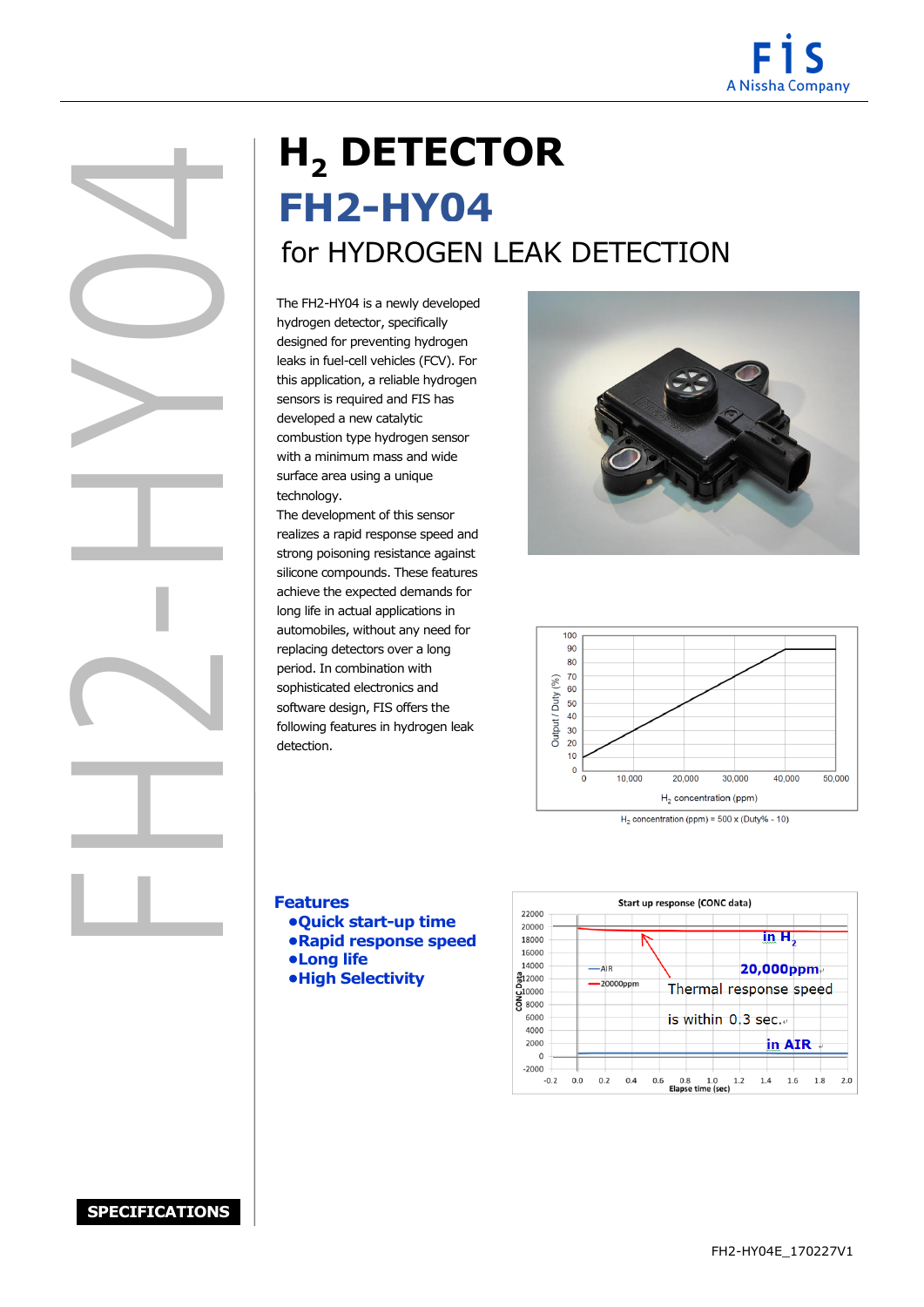# $H_2$ DETECTOR

## FH2-HY04

### for HYDROGEN LEAK DETECTION

The FH2-HY04 is a newly developed hydrogen detector, specifically designed for preventing hydrogen leaks in fuel-cell vehicles (FCV). For this application, a reliable hydrogen sensors is required and FIS has developed a new catalytic combustion type hydrogen sensor with a minimum mass and wide surface area using a unique technology.
The development of this sensor realizes a rapid response speed and strong poisoning resistance against silicone compounds. These features achieve the expected demands for long life in actual applications in automobiles, without any need for replacing detectors over a long period. In combination with sophisticated electronics and software design, FIS offers the following features in hydrogen leak detection.

$H_2$ concentration (ppm) = 500 x (Duty% - 10)

### Features

- **Quick start-up time**
- **Rapid response speed**
- **Long life**
- **High Selectivity**

Start up response (CONC data)

in $H_2$ 20,000ppm

Thermal response speed is within 0.3 sec.

in AIR

**SPECIFICATIONS**

FH2-HY04E_170227V1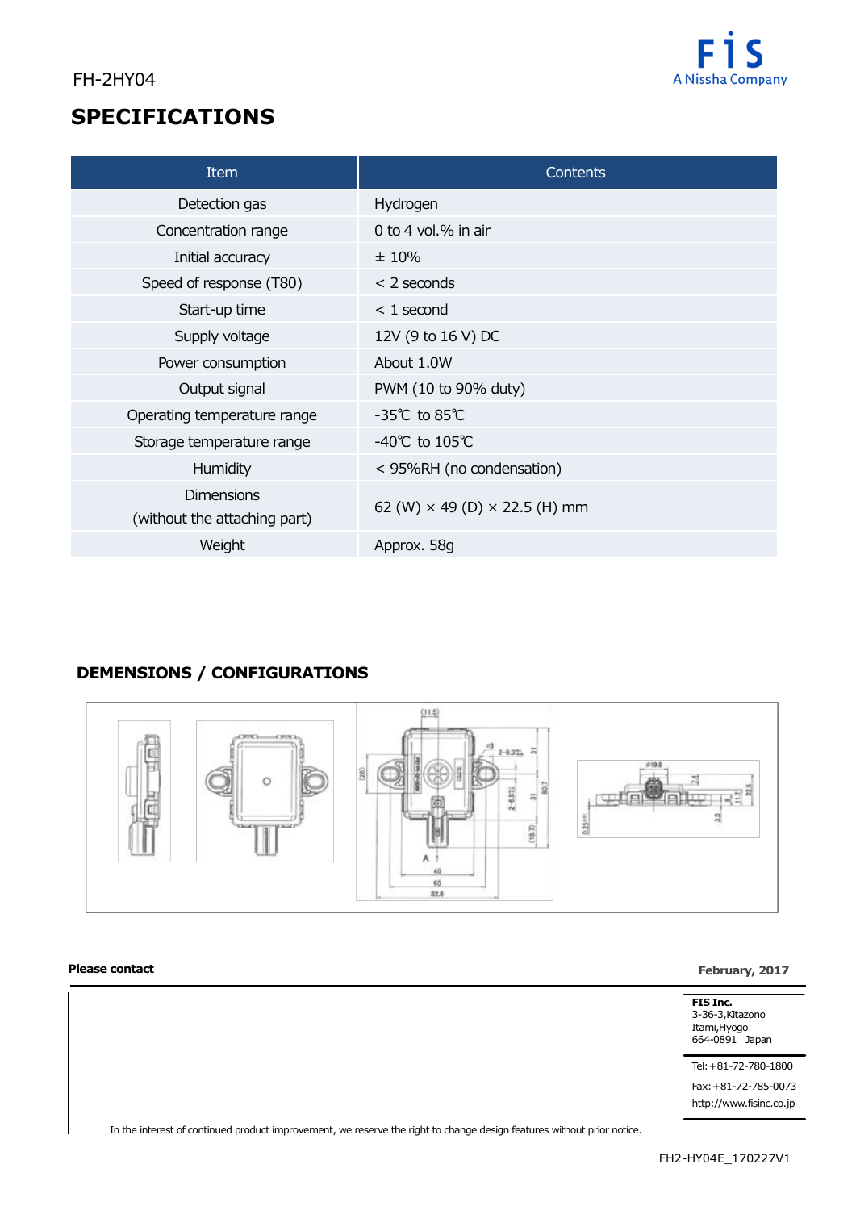# SPECIFICATIONS

| Item | Contents |
| --- | --- |
| Detection gas | Hydrogen |
| Concentration range | 0 to 4 vol.% in air |
| Initial accuracy | ± 10% |
| Speed of response (T80) | < 2 seconds |
| Start-up time | < 1 second |
| Supply voltage | 12V (9 to 16 V) DC |
| Power consumption | About 1.0W |
| Output signal | PWM (10 to 90% duty) |
| Operating temperature range | -35℃ to 85℃ |
| Storage temperature range | -40℃ to 105℃ |
| Humidity | < 95%RH (no condensation) |
| Dimensions (without the attaching part) | 62 (W) × 49 (D) × 22.5 (H) mm |
| Weight | Approx. 58g |

## DEMENSIONS / CONFIGURATIONS

(11.5)
2-Ø3
(26)
2-Ø5
31
31
80.7
(18.7)
A
40
65
82.6
Ø19.8
24
22.5
11.7
8
3.5
0.25

**Please contact**

February, 2017

**FIS Inc.**
3-36-3,Kitazono
Itami,Hyogo
664-0891 Japan

Tel: +81-72-780-1800
Fax: +81-72-785-0073
http://www.fisinc.co.jp

In the interest of continued product improvement, we reserve the right to change design features without prior notice.

FH2-HY04E_170227V1